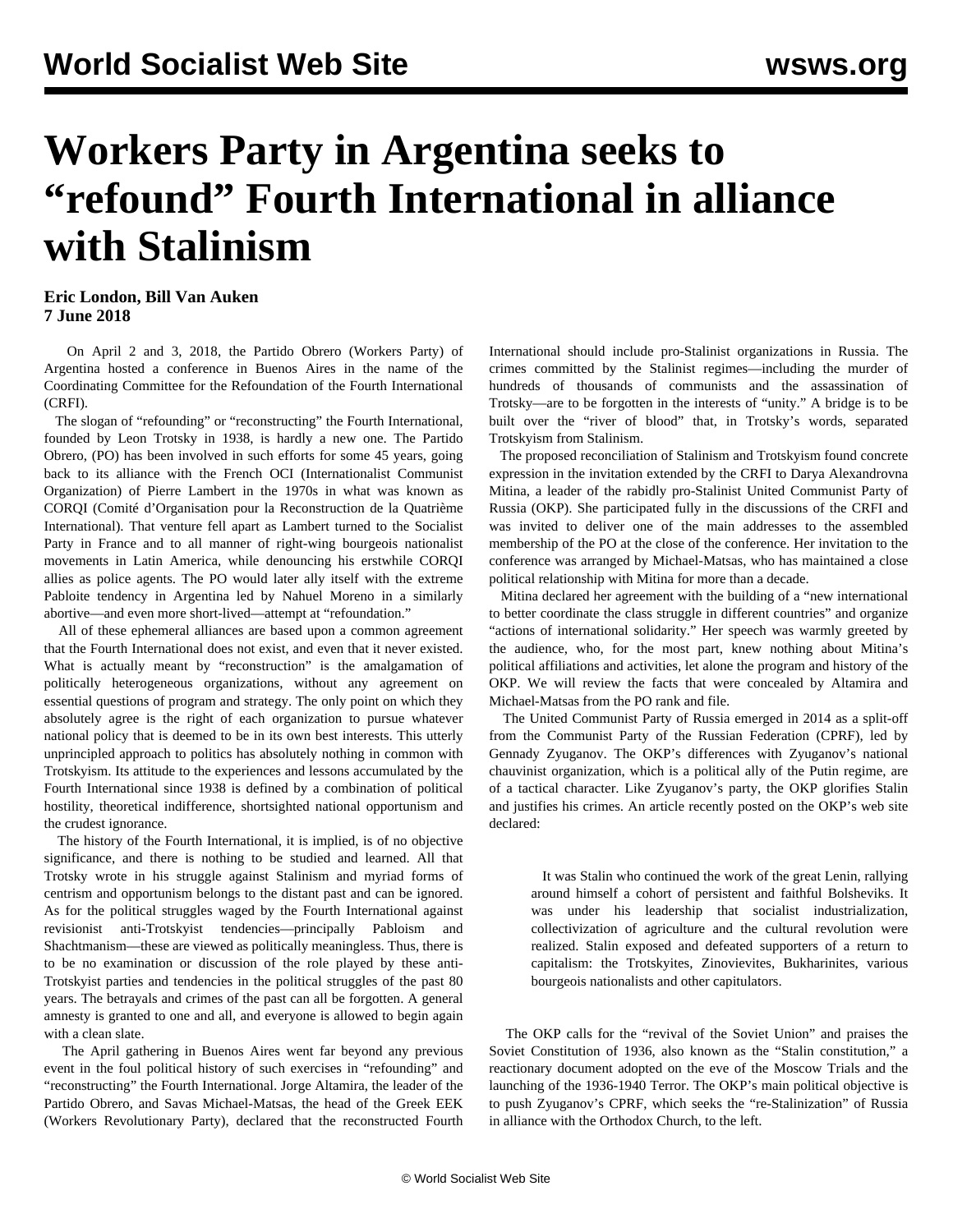# Workers Party in Argentina seeks to "refound" Fourth International in alliance with Stalinism

**Eric London, Bill Van Auken**
**7 June 2018**

On April 2 and 3, 2018, the Partido Obrero (Workers Party) of Argentina hosted a conference in Buenos Aires in the name of the Coordinating Committee for the Refoundation of the Fourth International (CRFI).

The slogan of "refounding" or "reconstructing" the Fourth International, founded by Leon Trotsky in 1938, is hardly a new one. The Partido Obrero, (PO) has been involved in such efforts for some 45 years, going back to its alliance with the French OCI (Internationalist Communist Organization) of Pierre Lambert in the 1970s in what was known as CORQI (Comité d'Organisation pour la Reconstruction de la Quatrième International). That venture fell apart as Lambert turned to the Socialist Party in France and to all manner of right-wing bourgeois nationalist movements in Latin America, while denouncing his erstwhile CORQI allies as police agents. The PO would later ally itself with the extreme Pabloite tendency in Argentina led by Nahuel Moreno in a similarly abortive—and even more short-lived—attempt at "refoundation."

All of these ephemeral alliances are based upon a common agreement that the Fourth International does not exist, and even that it never existed. What is actually meant by "reconstruction" is the amalgamation of politically heterogeneous organizations, without any agreement on essential questions of program and strategy. The only point on which they absolutely agree is the right of each organization to pursue whatever national policy that is deemed to be in its own best interests. This utterly unprincipled approach to politics has absolutely nothing in common with Trotskyism. Its attitude to the experiences and lessons accumulated by the Fourth International since 1938 is defined by a combination of political hostility, theoretical indifference, shortsighted national opportunism and the crudest ignorance.

The history of the Fourth International, it is implied, is of no objective significance, and there is nothing to be studied and learned. All that Trotsky wrote in his struggle against Stalinism and myriad forms of centrism and opportunism belongs to the distant past and can be ignored. As for the political struggles waged by the Fourth International against revisionist anti-Trotskyist tendencies—principally Pabloism and Shachtmanism—these are viewed as politically meaningless. Thus, there is to be no examination or discussion of the role played by these anti-Trotskyist parties and tendencies in the political struggles of the past 80 years. The betrayals and crimes of the past can all be forgotten. A general amnesty is granted to one and all, and everyone is allowed to begin again with a clean slate.

The April gathering in Buenos Aires went far beyond any previous event in the foul political history of such exercises in "refounding" and "reconstructing" the Fourth International. Jorge Altamira, the leader of the Partido Obrero, and Savas Michael-Matsas, the head of the Greek EEK (Workers Revolutionary Party), declared that the reconstructed Fourth International should include pro-Stalinist organizations in Russia. The crimes committed by the Stalinist regimes—including the murder of hundreds of thousands of communists and the assassination of Trotsky—are to be forgotten in the interests of "unity." A bridge is to be built over the "river of blood" that, in Trotsky's words, separated Trotskyism from Stalinism.

The proposed reconciliation of Stalinism and Trotskyism found concrete expression in the invitation extended by the CRFI to Darya Alexandrovna Mitina, a leader of the rabidly pro-Stalinist United Communist Party of Russia (OKP). She participated fully in the discussions of the CRFI and was invited to deliver one of the main addresses to the assembled membership of the PO at the close of the conference. Her invitation to the conference was arranged by Michael-Matsas, who has maintained a close political relationship with Mitina for more than a decade.

Mitina declared her agreement with the building of a "new international to better coordinate the class struggle in different countries" and organize "actions of international solidarity." Her speech was warmly greeted by the audience, who, for the most part, knew nothing about Mitina's political affiliations and activities, let alone the program and history of the OKP. We will review the facts that were concealed by Altamira and Michael-Matsas from the PO rank and file.

The United Communist Party of Russia emerged in 2014 as a split-off from the Communist Party of the Russian Federation (CPRF), led by Gennady Zyuganov. The OKP's differences with Zyuganov's national chauvinist organization, which is a political ally of the Putin regime, are of a tactical character. Like Zyuganov's party, the OKP glorifies Stalin and justifies his crimes. An article recently posted on the OKP's web site declared:

> It was Stalin who continued the work of the great Lenin, rallying around himself a cohort of persistent and faithful Bolsheviks. It was under his leadership that socialist industrialization, collectivization of agriculture and the cultural revolution were realized. Stalin exposed and defeated supporters of a return to capitalism: the Trotskyites, Zinovievites, Bukharinites, various bourgeois nationalists and other capitulators.

The OKP calls for the "revival of the Soviet Union" and praises the Soviet Constitution of 1936, also known as the "Stalin constitution," a reactionary document adopted on the eve of the Moscow Trials and the launching of the 1936-1940 Terror. The OKP's main political objective is to push Zyuganov's CPRF, which seeks the "re-Stalinization" of Russia in alliance with the Orthodox Church, to the left.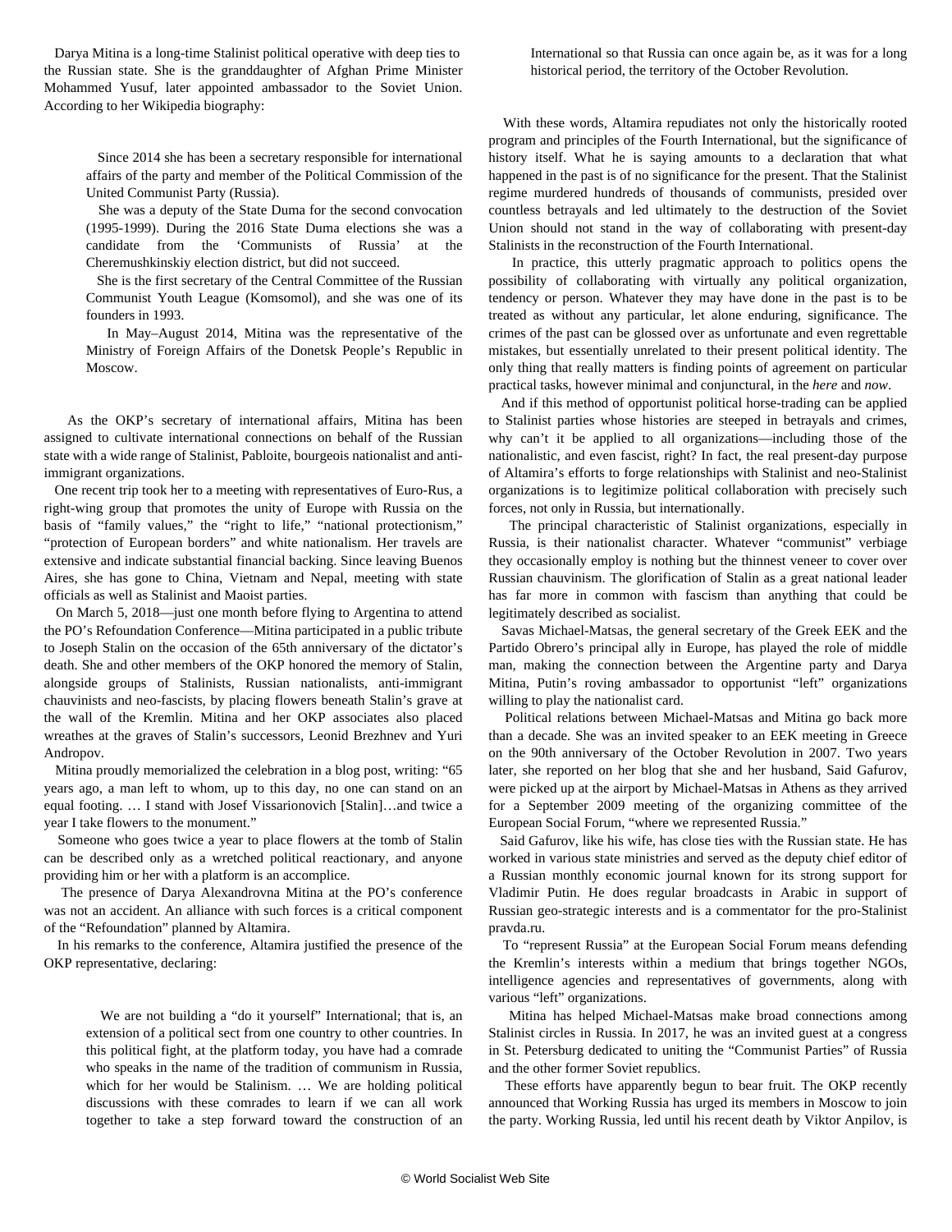Darya Mitina is a long-time Stalinist political operative with deep ties to the Russian state. She is the granddaughter of Afghan Prime Minister Mohammed Yusuf, later appointed ambassador to the Soviet Union. According to her Wikipedia biography:

> Since 2014 she has been a secretary responsible for international affairs of the party and member of the Political Commission of the United Communist Party (Russia).
>
> She was a deputy of the State Duma for the second convocation (1995-1999). During the 2016 State Duma elections she was a candidate from the 'Communists of Russia' at the Cheremushkinskiy election district, but did not succeed.
>
> She is the first secretary of the Central Committee of the Russian Communist Youth League (Komsomol), and she was one of its founders in 1993.
>
> In May–August 2014, Mitina was the representative of the Ministry of Foreign Affairs of the Donetsk People's Republic in Moscow.

As the OKP's secretary of international affairs, Mitina has been assigned to cultivate international connections on behalf of the Russian state with a wide range of Stalinist, Pabloite, bourgeois nationalist and anti-immigrant organizations.

One recent trip took her to a meeting with representatives of Euro-Rus, a right-wing group that promotes the unity of Europe with Russia on the basis of "family values," the "right to life," "national protectionism," "protection of European borders" and white nationalism. Her travels are extensive and indicate substantial financial backing. Since leaving Buenos Aires, she has gone to China, Vietnam and Nepal, meeting with state officials as well as Stalinist and Maoist parties.

On March 5, 2018—just one month before flying to Argentina to attend the PO's Refoundation Conference—Mitina participated in a public tribute to Joseph Stalin on the occasion of the 65th anniversary of the dictator's death. She and other members of the OKP honored the memory of Stalin, alongside groups of Stalinists, Russian nationalists, anti-immigrant chauvinists and neo-fascists, by placing flowers beneath Stalin's grave at the wall of the Kremlin. Mitina and her OKP associates also placed wreathes at the graves of Stalin's successors, Leonid Brezhnev and Yuri Andropov.

Mitina proudly memorialized the celebration in a blog post, writing: "65 years ago, a man left to whom, up to this day, no one can stand on an equal footing. … I stand with Josef Vissarionovich [Stalin]…and twice a year I take flowers to the monument."

Someone who goes twice a year to place flowers at the tomb of Stalin can be described only as a wretched political reactionary, and anyone providing him or her with a platform is an accomplice.

The presence of Darya Alexandrovna Mitina at the PO's conference was not an accident. An alliance with such forces is a critical component of the "Refoundation" planned by Altamira.

In his remarks to the conference, Altamira justified the presence of the OKP representative, declaring:

> We are not building a "do it yourself" International; that is, an extension of a political sect from one country to other countries. In this political fight, at the platform today, you have had a comrade who speaks in the name of the tradition of communism in Russia, which for her would be Stalinism. … We are holding political discussions with these comrades to learn if we can all work together to take a step forward toward the construction of an International so that Russia can once again be, as it was for a long historical period, the territory of the October Revolution.

With these words, Altamira repudiates not only the historically rooted program and principles of the Fourth International, but the significance of history itself. What he is saying amounts to a declaration that what happened in the past is of no significance for the present. That the Stalinist regime murdered hundreds of thousands of communists, presided over countless betrayals and led ultimately to the destruction of the Soviet Union should not stand in the way of collaborating with present-day Stalinists in the reconstruction of the Fourth International.

In practice, this utterly pragmatic approach to politics opens the possibility of collaborating with virtually any political organization, tendency or person. Whatever they may have done in the past is to be treated as without any particular, let alone enduring, significance. The crimes of the past can be glossed over as unfortunate and even regrettable mistakes, but essentially unrelated to their present political identity. The only thing that really matters is finding points of agreement on particular practical tasks, however minimal and conjunctural, in the *here* and *now*.

And if this method of opportunist political horse-trading can be applied to Stalinist parties whose histories are steeped in betrayals and crimes, why can't it be applied to all organizations—including those of the nationalistic, and even fascist, right? In fact, the real present-day purpose of Altamira's efforts to forge relationships with Stalinist and neo-Stalinist organizations is to legitimize political collaboration with precisely such forces, not only in Russia, but internationally.

The principal characteristic of Stalinist organizations, especially in Russia, is their nationalist character. Whatever "communist" verbiage they occasionally employ is nothing but the thinnest veneer to cover over Russian chauvinism. The glorification of Stalin as a great national leader has far more in common with fascism than anything that could be legitimately described as socialist.

Savas Michael-Matsas, the general secretary of the Greek EEK and the Partido Obrero's principal ally in Europe, has played the role of middle man, making the connection between the Argentine party and Darya Mitina, Putin's roving ambassador to opportunist "left" organizations willing to play the nationalist card.

Political relations between Michael-Matsas and Mitina go back more than a decade. She was an invited speaker to an EEK meeting in Greece on the 90th anniversary of the October Revolution in 2007. Two years later, she reported on her blog that she and her husband, Said Gafurov, were picked up at the airport by Michael-Matsas in Athens as they arrived for a September 2009 meeting of the organizing committee of the European Social Forum, "where we represented Russia."

Said Gafurov, like his wife, has close ties with the Russian state. He has worked in various state ministries and served as the deputy chief editor of a Russian monthly economic journal known for its strong support for Vladimir Putin. He does regular broadcasts in Arabic in support of Russian geo-strategic interests and is a commentator for the pro-Stalinist pravda.ru.

To "represent Russia" at the European Social Forum means defending the Kremlin's interests within a medium that brings together NGOs, intelligence agencies and representatives of governments, along with various "left" organizations.

Mitina has helped Michael-Matsas make broad connections among Stalinist circles in Russia. In 2017, he was an invited guest at a congress in St. Petersburg dedicated to uniting the "Communist Parties" of Russia and the other former Soviet republics.

These efforts have apparently begun to bear fruit. The OKP recently announced that Working Russia has urged its members in Moscow to join the party. Working Russia, led until his recent death by Viktor Anpilov, is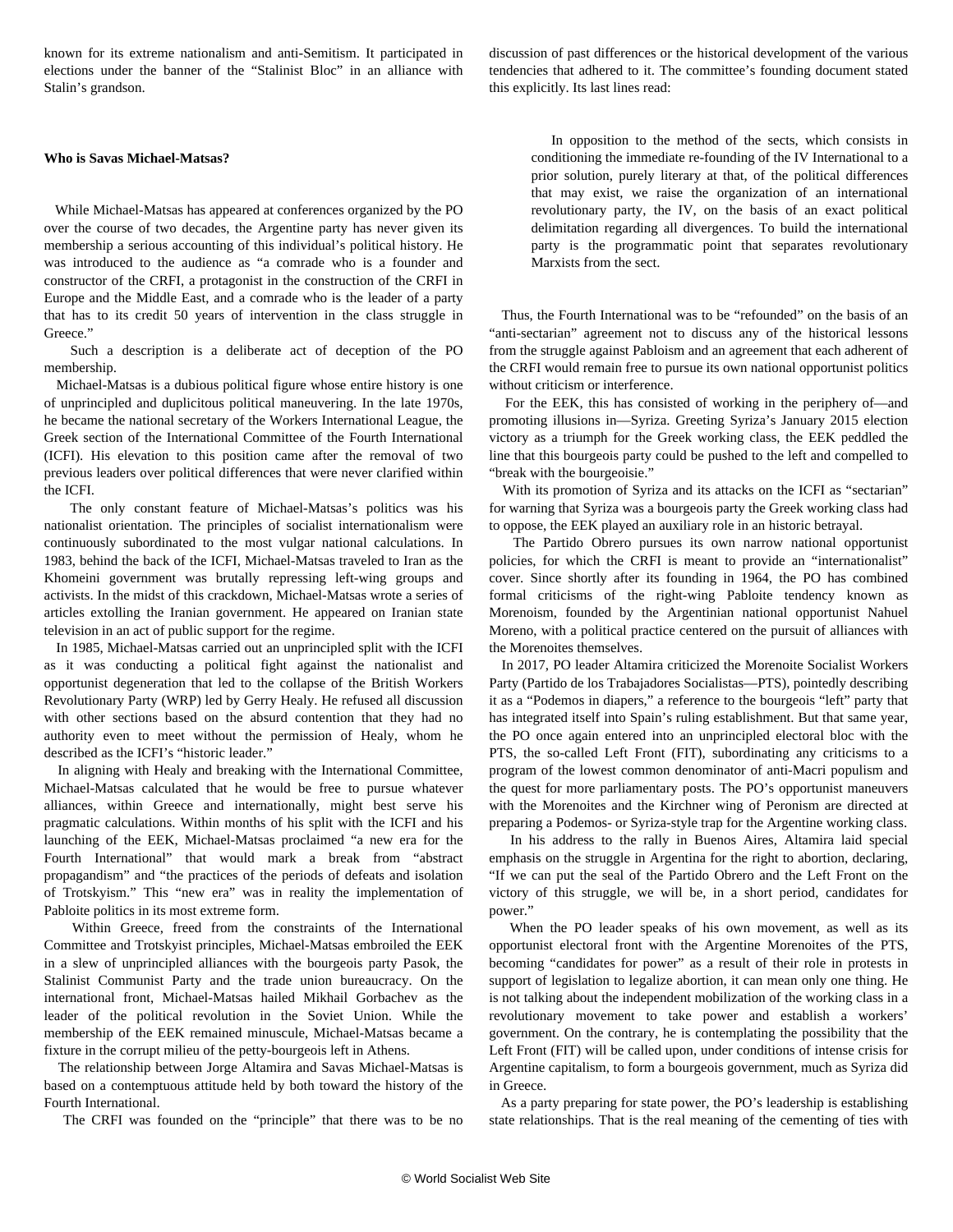known for its extreme nationalism and anti-Semitism. It participated in elections under the banner of the "Stalinist Bloc" in an alliance with Stalin's grandson.

**Who is Savas Michael-Matsas?**

While Michael-Matsas has appeared at conferences organized by the PO over the course of two decades, the Argentine party has never given its membership a serious accounting of this individual's political history. He was introduced to the audience as "a comrade who is a founder and constructor of the CRFI, a protagonist in the construction of the CRFI in Europe and the Middle East, and a comrade who is the leader of a party that has to its credit 50 years of intervention in the class struggle in Greece."

Such a description is a deliberate act of deception of the PO membership.

Michael-Matsas is a dubious political figure whose entire history is one of unprincipled and duplicitous political maneuvering. In the late 1970s, he became the national secretary of the Workers International League, the Greek section of the International Committee of the Fourth International (ICFI). His elevation to this position came after the removal of two previous leaders over political differences that were never clarified within the ICFI.

The only constant feature of Michael-Matsas's politics was his nationalist orientation. The principles of socialist internationalism were continuously subordinated to the most vulgar national calculations. In 1983, behind the back of the ICFI, Michael-Matsas traveled to Iran as the Khomeini government was brutally repressing left-wing groups and activists. In the midst of this crackdown, Michael-Matsas wrote a series of articles extolling the Iranian government. He appeared on Iranian state television in an act of public support for the regime.

In 1985, Michael-Matsas carried out an unprincipled split with the ICFI as it was conducting a political fight against the nationalist and opportunist degeneration that led to the collapse of the British Workers Revolutionary Party (WRP) led by Gerry Healy. He refused all discussion with other sections based on the absurd contention that they had no authority even to meet without the permission of Healy, whom he described as the ICFI's "historic leader."

In aligning with Healy and breaking with the International Committee, Michael-Matsas calculated that he would be free to pursue whatever alliances, within Greece and internationally, might best serve his pragmatic calculations. Within months of his split with the ICFI and his launching of the EEK, Michael-Matsas proclaimed "a new era for the Fourth International" that would mark a break from "abstract propagandism" and "the practices of the periods of defeats and isolation of Trotskyism." This "new era" was in reality the implementation of Pabloite politics in its most extreme form.

Within Greece, freed from the constraints of the International Committee and Trotskyist principles, Michael-Matsas embroiled the EEK in a slew of unprincipled alliances with the bourgeois party Pasok, the Stalinist Communist Party and the trade union bureaucracy. On the international front, Michael-Matsas hailed Mikhail Gorbachev as the leader of the political revolution in the Soviet Union. While the membership of the EEK remained minuscule, Michael-Matsas became a fixture in the corrupt milieu of the petty-bourgeois left in Athens.

The relationship between Jorge Altamira and Savas Michael-Matsas is based on a contemptuous attitude held by both toward the history of the Fourth International.

The CRFI was founded on the "principle" that there was to be no discussion of past differences or the historical development of the various tendencies that adhered to it. The committee's founding document stated this explicitly. Its last lines read:

> In opposition to the method of the sects, which consists in conditioning the immediate re-founding of the IV International to a prior solution, purely literary at that, of the political differences that may exist, we raise the organization of an international revolutionary party, the IV, on the basis of an exact political delimitation regarding all divergences. To build the international party is the programmatic point that separates revolutionary Marxists from the sect.

Thus, the Fourth International was to be "refounded" on the basis of an "anti-sectarian" agreement not to discuss any of the historical lessons from the struggle against Pabloism and an agreement that each adherent of the CRFI would remain free to pursue its own national opportunist politics without criticism or interference.

For the EEK, this has consisted of working in the periphery of—and promoting illusions in—Syriza. Greeting Syriza's January 2015 election victory as a triumph for the Greek working class, the EEK peddled the line that this bourgeois party could be pushed to the left and compelled to "break with the bourgeoisie."

With its promotion of Syriza and its attacks on the ICFI as "sectarian" for warning that Syriza was a bourgeois party the Greek working class had to oppose, the EEK played an auxiliary role in an historic betrayal.

The Partido Obrero pursues its own narrow national opportunist policies, for which the CRFI is meant to provide an "internationalist" cover. Since shortly after its founding in 1964, the PO has combined formal criticisms of the right-wing Pabloite tendency known as Morenoism, founded by the Argentinian national opportunist Nahuel Moreno, with a political practice centered on the pursuit of alliances with the Morenoites themselves.

In 2017, PO leader Altamira criticized the Morenoite Socialist Workers Party (Partido de los Trabajadores Socialistas—PTS), pointedly describing it as a "Podemos in diapers," a reference to the bourgeois "left" party that has integrated itself into Spain's ruling establishment. But that same year, the PO once again entered into an unprincipled electoral bloc with the PTS, the so-called Left Front (FIT), subordinating any criticisms to a program of the lowest common denominator of anti-Macri populism and the quest for more parliamentary posts. The PO's opportunist maneuvers with the Morenoites and the Kirchner wing of Peronism are directed at preparing a Podemos- or Syriza-style trap for the Argentine working class.

In his address to the rally in Buenos Aires, Altamira laid special emphasis on the struggle in Argentina for the right to abortion, declaring, "If we can put the seal of the Partido Obrero and the Left Front on the victory of this struggle, we will be, in a short period, candidates for power."

When the PO leader speaks of his own movement, as well as its opportunist electoral front with the Argentine Morenoites of the PTS, becoming "candidates for power" as a result of their role in protests in support of legislation to legalize abortion, it can mean only one thing. He is not talking about the independent mobilization of the working class in a revolutionary movement to take power and establish a workers' government. On the contrary, he is contemplating the possibility that the Left Front (FIT) will be called upon, under conditions of intense crisis for Argentine capitalism, to form a bourgeois government, much as Syriza did in Greece.

As a party preparing for state power, the PO's leadership is establishing state relationships. That is the real meaning of the cementing of ties with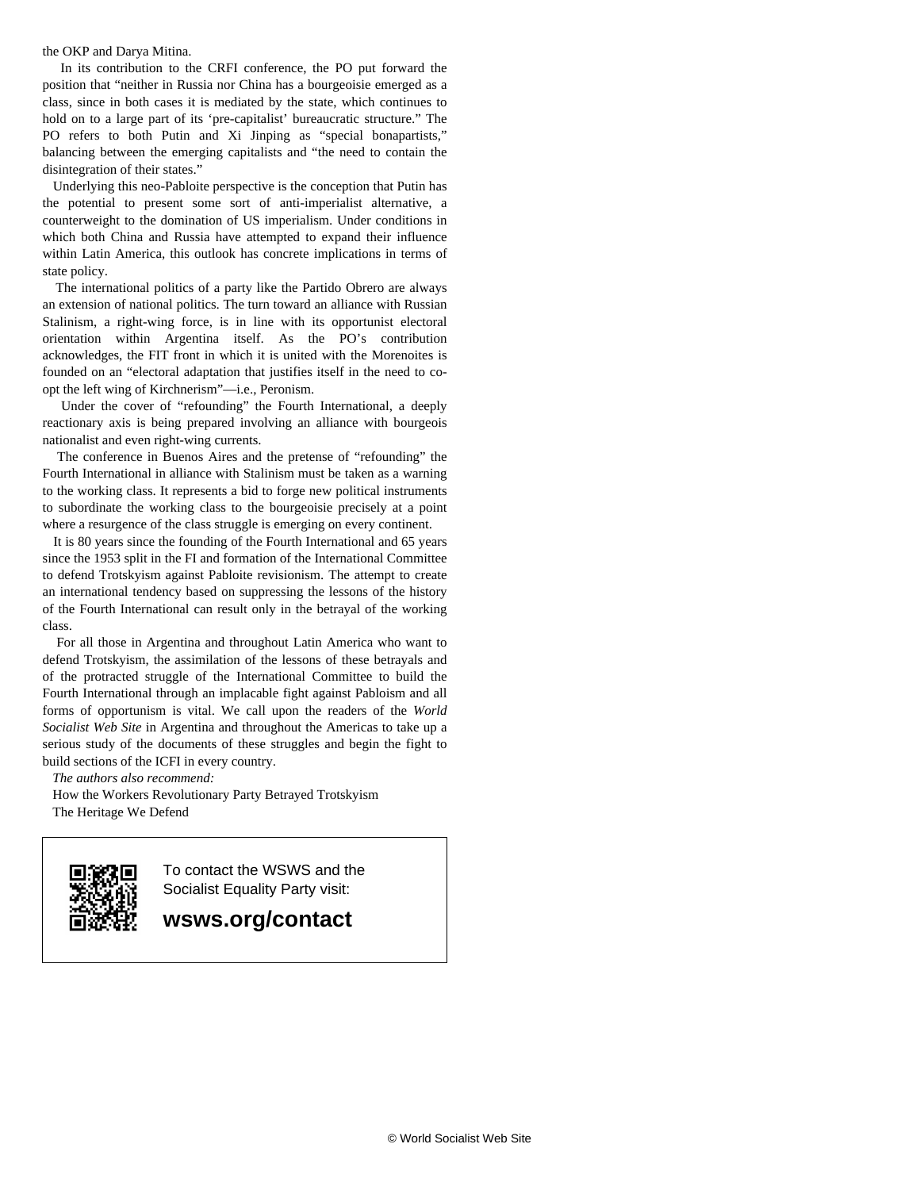the OKP and Darya Mitina.

In its contribution to the CRFI conference, the PO put forward the position that "neither in Russia nor China has a bourgeoisie emerged as a class, since in both cases it is mediated by the state, which continues to hold on to a large part of its 'pre-capitalist' bureaucratic structure." The PO refers to both Putin and Xi Jinping as "special bonapartists," balancing between the emerging capitalists and "the need to contain the disintegration of their states."

Underlying this neo-Pabloite perspective is the conception that Putin has the potential to present some sort of anti-imperialist alternative, a counterweight to the domination of US imperialism. Under conditions in which both China and Russia have attempted to expand their influence within Latin America, this outlook has concrete implications in terms of state policy.

The international politics of a party like the Partido Obrero are always an extension of national politics. The turn toward an alliance with Russian Stalinism, a right-wing force, is in line with its opportunist electoral orientation within Argentina itself. As the PO's contribution acknowledges, the FIT front in which it is united with the Morenoites is founded on an "electoral adaptation that justifies itself in the need to co-opt the left wing of Kirchnerism"—i.e., Peronism.

Under the cover of "refounding" the Fourth International, a deeply reactionary axis is being prepared involving an alliance with bourgeois nationalist and even right-wing currents.

The conference in Buenos Aires and the pretense of "refounding" the Fourth International in alliance with Stalinism must be taken as a warning to the working class. It represents a bid to forge new political instruments to subordinate the working class to the bourgeoisie precisely at a point where a resurgence of the class struggle is emerging on every continent.

It is 80 years since the founding of the Fourth International and 65 years since the 1953 split in the FI and formation of the International Committee to defend Trotskyism against Pabloite revisionism. The attempt to create an international tendency based on suppressing the lessons of the history of the Fourth International can result only in the betrayal of the working class.

For all those in Argentina and throughout Latin America who want to defend Trotskyism, the assimilation of the lessons of these betrayals and of the protracted struggle of the International Committee to build the Fourth International through an implacable fight against Pabloism and all forms of opportunism is vital. We call upon the readers of the *World Socialist Web Site* in Argentina and throughout the Americas to take up a serious study of the documents of these struggles and begin the fight to build sections of the ICFI in every country.

*The authors also recommend:*

How the Workers Revolutionary Party Betrayed Trotskyism

The Heritage We Defend

To contact the WSWS and the Socialist Equality Party visit:

**wsws.org/contact**